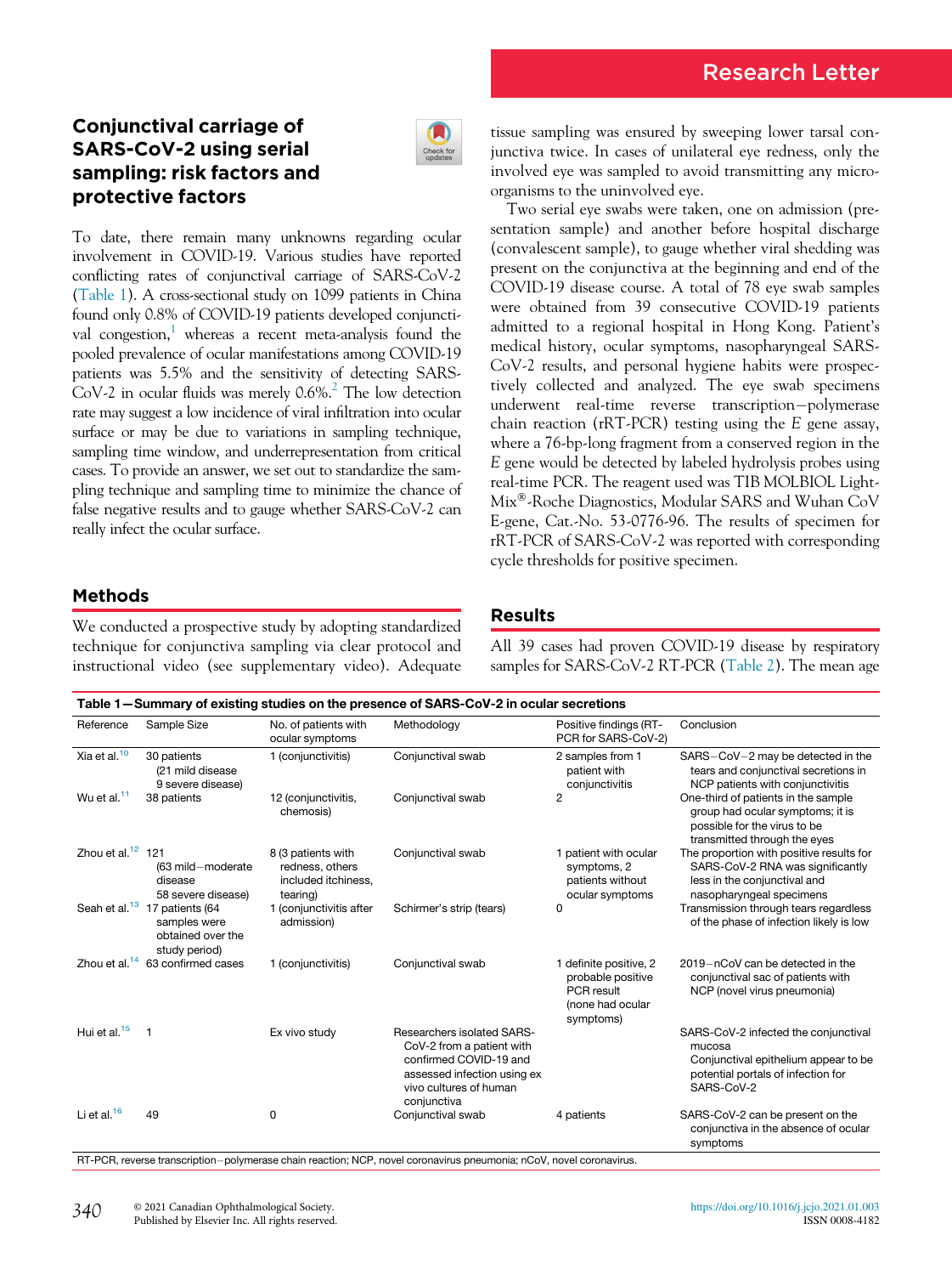Research Letter

# Conjunctival carriage of SARS-CoV-2 using serial sampling: risk factors and protective factors

To date, there remain many unknowns regarding ocular involvement in COVID-19. Various studies have reported conflicting rates of conjunctival carriage of SARS-CoV-2 (Table 1). A cross-sectional study on 1099 patients in China found only 0.8% of COVID-19 patients developed conjunctival congestion,[1] whereas a recent meta-analysis found the pooled prevalence of ocular manifestations among COVID-19 patients was 5.5% and the sensitivity of detecting SARS-CoV-2 in ocular fluids was merely 0.6%.[2] The low detection rate may suggest a low incidence of viral infiltration into ocular surface or may be due to variations in sampling technique, sampling time window, and underrepresentation from critical cases. To provide an answer, we set out to standardize the sampling technique and sampling time to minimize the chance of false negative results and to gauge whether SARS-CoV-2 can really infect the ocular surface.

## Methods

We conducted a prospective study by adopting standardized technique for conjunctiva sampling via clear protocol and instructional video (see supplementary video). Adequate tissue sampling was ensured by sweeping lower tarsal conjunctiva twice. In cases of unilateral eye redness, only the involved eye was sampled to avoid transmitting any microorganisms to the uninvolved eye.

Two serial eye swabs were taken, one on admission (presentation sample) and another before hospital discharge (convalescent sample), to gauge whether viral shedding was present on the conjunctiva at the beginning and end of the COVID-19 disease course. A total of 78 eye swab samples were obtained from 39 consecutive COVID-19 patients admitted to a regional hospital in Hong Kong. Patient's medical history, ocular symptoms, nasopharyngeal SARS-CoV-2 results, and personal hygiene habits were prospectively collected and analyzed. The eye swab specimens underwent real-time reverse transcription−polymerase chain reaction (rRT-PCR) testing using the *E* gene assay, where a 76-bp-long fragment from a conserved region in the *E* gene would be detected by labeled hydrolysis probes using real-time PCR. The reagent used was TIB MOLBIOL LightMix®-Roche Diagnostics, Modular SARS and Wuhan CoV E-gene, Cat.-No. 53-0776-96. The results of specimen for rRT-PCR of SARS-CoV-2 was reported with corresponding cycle thresholds for positive specimen.

## Results

All 39 cases had proven COVID-19 disease by respiratory samples for SARS-CoV-2 RT-PCR (Table 2). The mean age

**Table 1—Summary of existing studies on the presence of SARS-CoV-2 in ocular secretions**

| Reference | Sample Size | No. of patients with ocular symptoms | Methodology | Positive findings (RT-PCR for SARS-CoV-2) | Conclusion |
|---|---|---|---|---|---|
| Xia et al.[10] | 30 patients (21 mild disease 9 severe disease) | 1 (conjunctivitis) | Conjunctival swab | 2 samples from 1 patient with conjunctivitis | SARS−CoV−2 may be detected in the tears and conjunctival secretions in NCP patients with conjunctivitis |
| Wu et al.[11] | 38 patients | 12 (conjunctivitis, chemosis) | Conjunctival swab | 2 | One-third of patients in the sample group had ocular symptoms; it is possible for the virus to be transmitted through the eyes |
| Zhou et al.[12] | 121 (63 mild−moderate disease 58 severe disease) | 8 (3 patients with redness, others included itchiness, tearing) | Conjunctival swab | 1 patient with ocular symptoms, 2 patients without ocular symptoms | The proportion with positive results for SARS-CoV-2 RNA was significantly less in the conjunctival and nasopharyngeal specimens |
| Seah et al.[13] | 17 patients (64 samples were obtained over the study period) | 1 (conjunctivitis after admission) | Schirmer's strip (tears) | 0 | Transmission through tears regardless of the phase of infection likely is low |
| Zhou et al.[14] | 63 confirmed cases | 1 (conjunctivitis) | Conjunctival swab | 1 definite positive, 2 probable positive PCR result (none had ocular symptoms) | 2019−nCoV can be detected in the conjunctival sac of patients with NCP (novel virus pneumonia) |
| Hui et al.[15] | 1 | Ex vivo study | Researchers isolated SARS-CoV-2 from a patient with confirmed COVID-19 and assessed infection using ex vivo cultures of human conjunctiva | | SARS-CoV-2 infected the conjunctival mucosa Conjunctival epithelium appear to be potential portals of infection for SARS-CoV-2 |
| Li et al.[16] | 49 | 0 | Conjunctival swab | 4 patients | SARS-CoV-2 can be present on the conjunctiva in the absence of ocular symptoms |

RT-PCR, reverse transcription−polymerase chain reaction; NCP, novel coronavirus pneumonia; nCoV, novel coronavirus.

© 2021 Canadian Ophthalmological Society. Published by Elsevier Inc. All rights reserved.

https://doi.org/10.1016/j.jcjo.2021.01.003
ISSN 0008-4182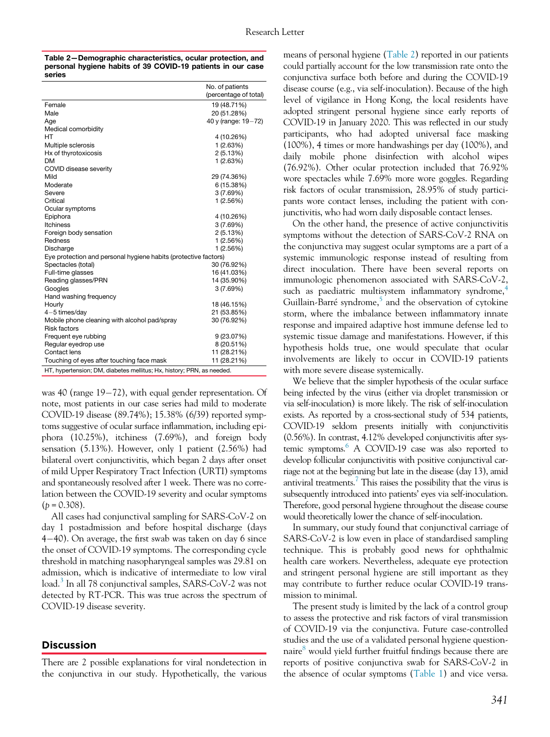**Table 2—Demographic characteristics, ocular protection, and personal hygiene habits of 39 COVID-19 patients in our case series**

| | No. of patients (percentage of total) |
|---|---|
| Female | 19 (48.71%) |
| Male | 20 (51.28%) |
| Age | 40 y (range: 19−72) |
| Medical comorbidity | |
| HT | 4 (10.26%) |
| Multiple sclerosis | 1 (2.63%) |
| Hx of thyrotoxicosis | 2 (5.13%) |
| DM | 1 (2.63%) |
| COVID disease severity | |
| Mild | 29 (74.36%) |
| Moderate | 6 (15.38%) |
| Severe | 3 (7.69%) |
| Critical | 1 (2.56%) |
| Ocular symptoms | |
| Epiphora | 4 (10.26%) |
| Itchiness | 3 (7.69%) |
| Foreign body sensation | 2 (5.13%) |
| Redness | 1 (2.56%) |
| Discharge | 1 (2.56%) |
| Eye protection and personal hygiene habits (protective factors) | |
| Spectacles (total) | 30 (76.92%) |
| Full-time glasses | 16 (41.03%) |
| Reading glasses/PRN | 14 (35.90%) |
| Googles | 3 (7.69%) |
| Hand washing frequency | |
| Hourly | 18 (46.15%) |
| 4−5 times/day | 21 (53.85%) |
| Mobile phone cleaning with alcohol pad/spray | 30 (76.92%) |
| Risk factors | |
| Frequent eye rubbing | 9 (23.07%) |
| Regular eyedrop use | 8 (20.51%) |
| Contact lens | 11 (28.21%) |
| Touching of eyes after touching face mask | 11 (28.21%) |

HT, hypertension; DM, diabetes mellitus; Hx, history; PRN, as needed.

was 40 (range 19−72), with equal gender representation. Of note, most patients in our case series had mild to moderate COVID-19 disease (89.74%); 15.38% (6/39) reported symptoms suggestive of ocular surface inflammation, including epiphora (10.25%), itchiness (7.69%), and foreign body sensation (5.13%). However, only 1 patient (2.56%) had bilateral overt conjunctivitis, which began 2 days after onset of mild Upper Respiratory Tract Infection (URTI) symptoms and spontaneously resolved after 1 week. There was no correlation between the COVID-19 severity and ocular symptoms ($p = 0.308$).

All cases had conjunctival sampling for SARS-CoV-2 on day 1 postadmission and before hospital discharge (days 4−40). On average, the first swab was taken on day 6 since the onset of COVID-19 symptoms. The corresponding cycle threshold in matching nasopharyngeal samples was 29.81 on admission, which is indicative of intermediate to low viral load.[3] In all 78 conjunctival samples, SARS-CoV-2 was not detected by RT-PCR. This was true across the spectrum of COVID-19 disease severity.

## Discussion

There are 2 possible explanations for viral nondetection in the conjunctiva in our study. Hypothetically, the various means of personal hygiene (Table 2) reported in our patients could partially account for the low transmission rate onto the conjunctiva surface both before and during the COVID-19 disease course (e.g., via self-inoculation). Because of the high level of vigilance in Hong Kong, the local residents have adopted stringent personal hygiene since early reports of COVID-19 in January 2020. This was reflected in our study participants, who had adopted universal face masking (100%), 4 times or more handwashings per day (100%), and daily mobile phone disinfection with alcohol wipes (76.92%). Other ocular protection included that 76.92% wore spectacles while 7.69% more wore goggles. Regarding risk factors of ocular transmission, 28.95% of study participants wore contact lenses, including the patient with conjunctivitis, who had worn daily disposable contact lenses.

On the other hand, the presence of active conjunctivitis symptoms without the detection of SARS-CoV-2 RNA on the conjunctiva may suggest ocular symptoms are a part of a systemic immunologic response instead of resulting from direct inoculation. There have been several reports on immunologic phenomenon associated with SARS-CoV-2, such as paediatric multisystem inflammatory syndrome,[4] Guillain-Barré syndrome,[5] and the observation of cytokine storm, where the imbalance between inflammatory innate response and impaired adaptive host immune defense led to systemic tissue damage and manifestations. However, if this hypothesis holds true, one would speculate that ocular involvements are likely to occur in COVID-19 patients with more severe disease systemically.

We believe that the simpler hypothesis of the ocular surface being infected by the virus (either via droplet transmission or via self-inoculation) is more likely. The risk of self-inoculation exists. As reported by a cross-sectional study of 534 patients, COVID-19 seldom presents initially with conjunctivitis (0.56%). In contrast, 4.12% developed conjunctivitis after systemic symptoms.[6] A COVID-19 case was also reported to develop follicular conjunctivitis with positive conjunctival carriage not at the beginning but late in the disease (day 13), amid antiviral treatments.[7] This raises the possibility that the virus is subsequently introduced into patients' eyes via self-inoculation. Therefore, good personal hygiene throughout the disease course would theoretically lower the chance of self-inoculation.

In summary, our study found that conjunctival carriage of SARS-CoV-2 is low even in place of standardised sampling technique. This is probably good news for ophthalmic health care workers. Nevertheless, adequate eye protection and stringent personal hygiene are still important as they may contribute to further reduce ocular COVID-19 transmission to minimal.

The present study is limited by the lack of a control group to assess the protective and risk factors of viral transmission of COVID-19 via the conjunctiva. Future case-controlled studies and the use of a validated personal hygiene questionnaire[8] would yield further fruitful findings because there are reports of positive conjunctiva swab for SARS-CoV-2 in the absence of ocular symptoms (Table 1) and vice versa.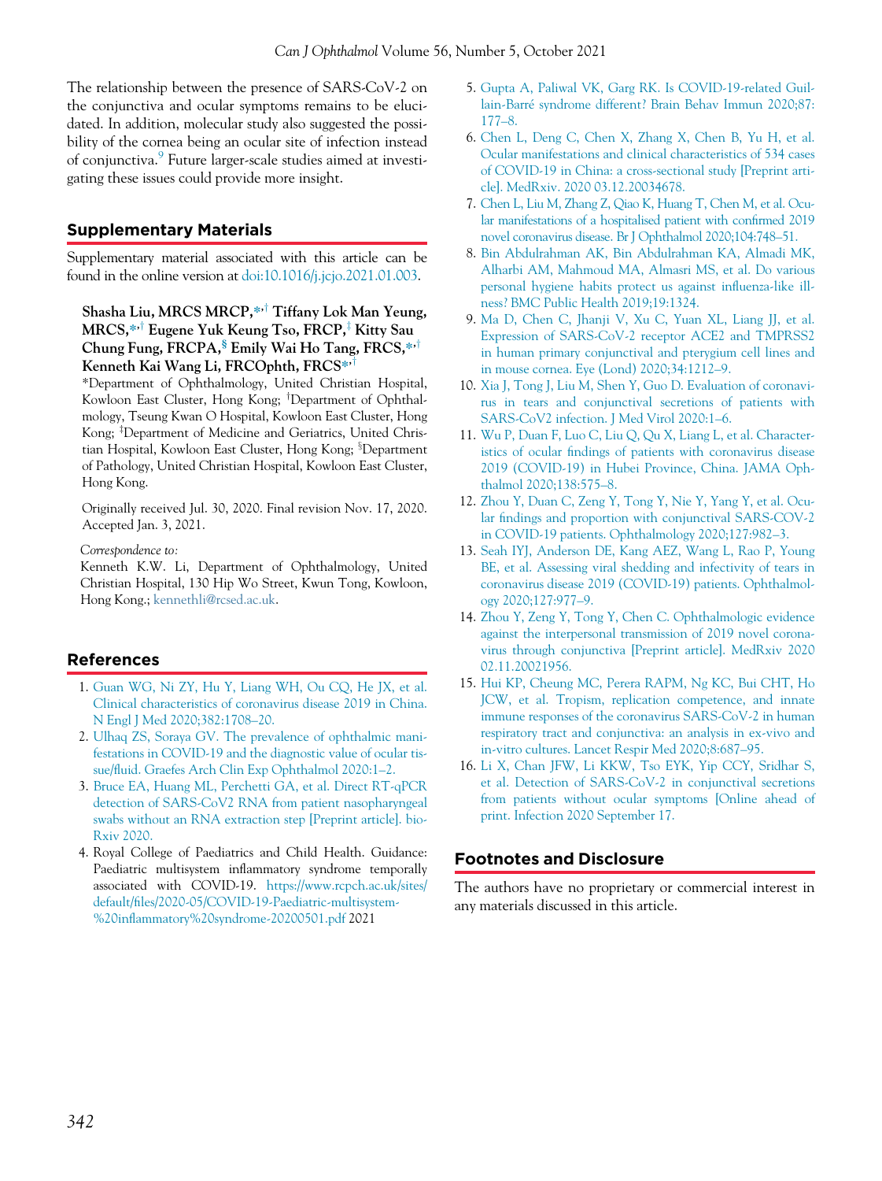The relationship between the presence of SARS-CoV-2 on the conjunctiva and ocular symptoms remains to be elucidated. In addition, molecular study also suggested the possibility of the cornea being an ocular site of infection instead of conjunctiva.[9] Future larger-scale studies aimed at investigating these issues could provide more insight.

## Supplementary Materials

Supplementary material associated with this article can be found in the online version at doi:10.1016/j.jcjo.2021.01.003.

**Shasha Liu, MRCS MRCP,[*,†] Tiffany Lok Man Yeung, MRCS,[*,†] Eugene Yuk Keung Tso, FRCP,[‡] Kitty Sau Chung Fung, FRCPA,[§] Emily Wai Ho Tang, FRCS,[*,†] Kenneth Kai Wang Li, FRCOphth, FRCS[*,†]**

*Department of Ophthalmology, United Christian Hospital, Kowloon East Cluster, Hong Kong; †Department of Ophthalmology, Tseung Kwan O Hospital, Kowloon East Cluster, Hong Kong; ‡Department of Medicine and Geriatrics, United Christian Hospital, Kowloon East Cluster, Hong Kong; §Department of Pathology, United Christian Hospital, Kowloon East Cluster, Hong Kong.

Originally received Jul. 30, 2020. Final revision Nov. 17, 2020. Accepted Jan. 3, 2021.

*Correspondence to:*

Kenneth K.W. Li, Department of Ophthalmology, United Christian Hospital, 130 Hip Wo Street, Kwun Tong, Kowloon, Hong Kong.; kennethli@rcsed.ac.uk.

## References

1. Guan WG, Ni ZY, Hu Y, Liang WH, Ou CQ, He JX, et al. Clinical characteristics of coronavirus disease 2019 in China. N Engl J Med 2020;382:1708–20.
2. Ulhaq ZS, Soraya GV. The prevalence of ophthalmic manifestations in COVID-19 and the diagnostic value of ocular tissue/fluid. Graefes Arch Clin Exp Ophthalmol 2020:1–2.
3. Bruce EA, Huang ML, Perchetti GA, et al. Direct RT-qPCR detection of SARS-CoV2 RNA from patient nasopharyngeal swabs without an RNA extraction step [Preprint article]. bioRxiv 2020.
4. Royal College of Paediatrics and Child Health. Guidance: Paediatric multisystem inflammatory syndrome temporally associated with COVID-19. https://www.rcpch.ac.uk/sites/default/files/2020-05/COVID-19-Paediatric-multisystem-%20inflammatory%20syndrome-20200501.pdf 2021
5. Gupta A, Paliwal VK, Garg RK. Is COVID-19-related Guillain-Barré syndrome different? Brain Behav Immun 2020;87:177–8.
6. Chen L, Deng C, Chen X, Zhang X, Chen B, Yu H, et al. Ocular manifestations and clinical characteristics of 534 cases of COVID-19 in China: a cross-sectional study [Preprint article]. MedRxiv. 2020 03.12.20034678.
7. Chen L, Liu M, Zhang Z, Qiao K, Huang T, Chen M, et al. Ocular manifestations of a hospitalised patient with confirmed 2019 novel coronavirus disease. Br J Ophthalmol 2020;104:748–51.
8. Bin Abdulrahman AK, Bin Abdulrahman KA, Almadi MK, Alharbi AM, Mahmoud MA, Almasri MS, et al. Do various personal hygiene habits protect us against influenza-like illness? BMC Public Health 2019;19:1324.
9. Ma D, Chen C, Jhanji V, Xu C, Yuan XL, Liang JJ, et al. Expression of SARS-CoV-2 receptor ACE2 and TMPRSS2 in human primary conjunctival and pterygium cell lines and in mouse cornea. Eye (Lond) 2020;34:1212–9.
10. Xia J, Tong J, Liu M, Shen Y, Guo D. Evaluation of coronavirus in tears and conjunctival secretions of patients with SARS-CoV2 infection. J Med Virol 2020:1–6.
11. Wu P, Duan F, Luo C, Liu Q, Qu X, Liang L, et al. Characteristics of ocular findings of patients with coronavirus disease 2019 (COVID-19) in Hubei Province, China. JAMA Ophthalmol 2020;138:575–8.
12. Zhou Y, Duan C, Zeng Y, Tong Y, Nie Y, Yang Y, et al. Ocular findings and proportion with conjunctival SARS-COV-2 in COVID-19 patients. Ophthalmology 2020;127:982–3.
13. Seah IYJ, Anderson DE, Kang AEZ, Wang L, Rao P, Young BE, et al. Assessing viral shedding and infectivity of tears in coronavirus disease 2019 (COVID-19) patients. Ophthalmology 2020;127:977–9.
14. Zhou Y, Zeng Y, Tong Y, Chen C. Ophthalmologic evidence against the interpersonal transmission of 2019 novel coronavirus through conjunctiva [Preprint article]. MedRxiv 2020 02.11.20021956.
15. Hui KP, Cheung MC, Perera RAPM, Ng KC, Bui CHT, Ho JCW, et al. Tropism, replication competence, and innate immune responses of the coronavirus SARS-CoV-2 in human respiratory tract and conjunctiva: an analysis in ex-vivo and in-vitro cultures. Lancet Respir Med 2020;8:687–95.
16. Li X, Chan JFW, Li KKW, Tso EYK, Yip CCY, Sridhar S, et al. Detection of SARS-CoV-2 in conjunctival secretions from patients without ocular symptoms [Online ahead of print. Infection 2020 September 17.

## Footnotes and Disclosure

The authors have no proprietary or commercial interest in any materials discussed in this article.